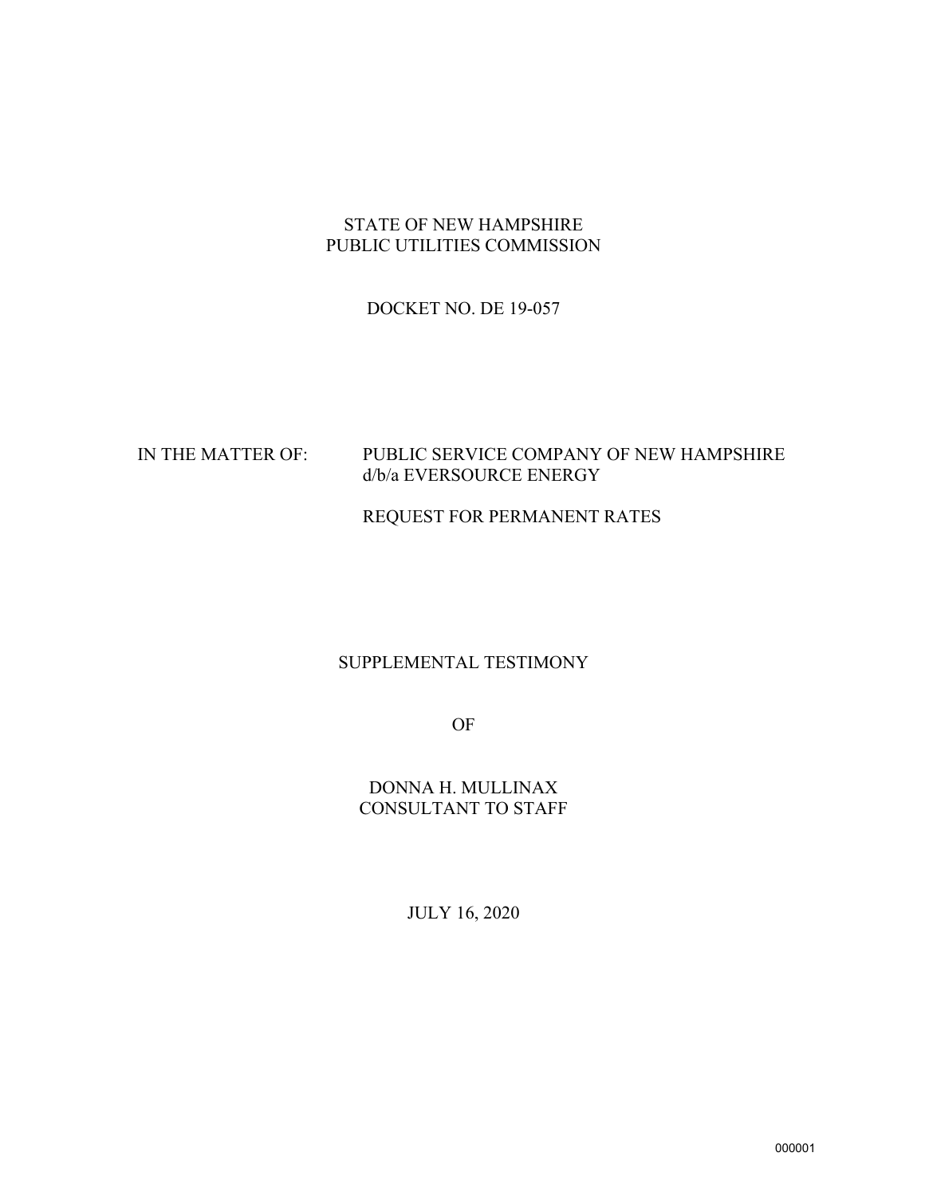STATE OF NEW HAMPSHIRE
PUBLIC UTILITIES COMMISSION

DOCKET NO. DE 19-057

IN THE MATTER OF: PUBLIC SERVICE COMPANY OF NEW HAMPSHIRE d/b/a EVERSOURCE ENERGY

REQUEST FOR PERMANENT RATES

SUPPLEMENTAL TESTIMONY

OF

DONNA H. MULLINAX
CONSULTANT TO STAFF

JULY 16, 2020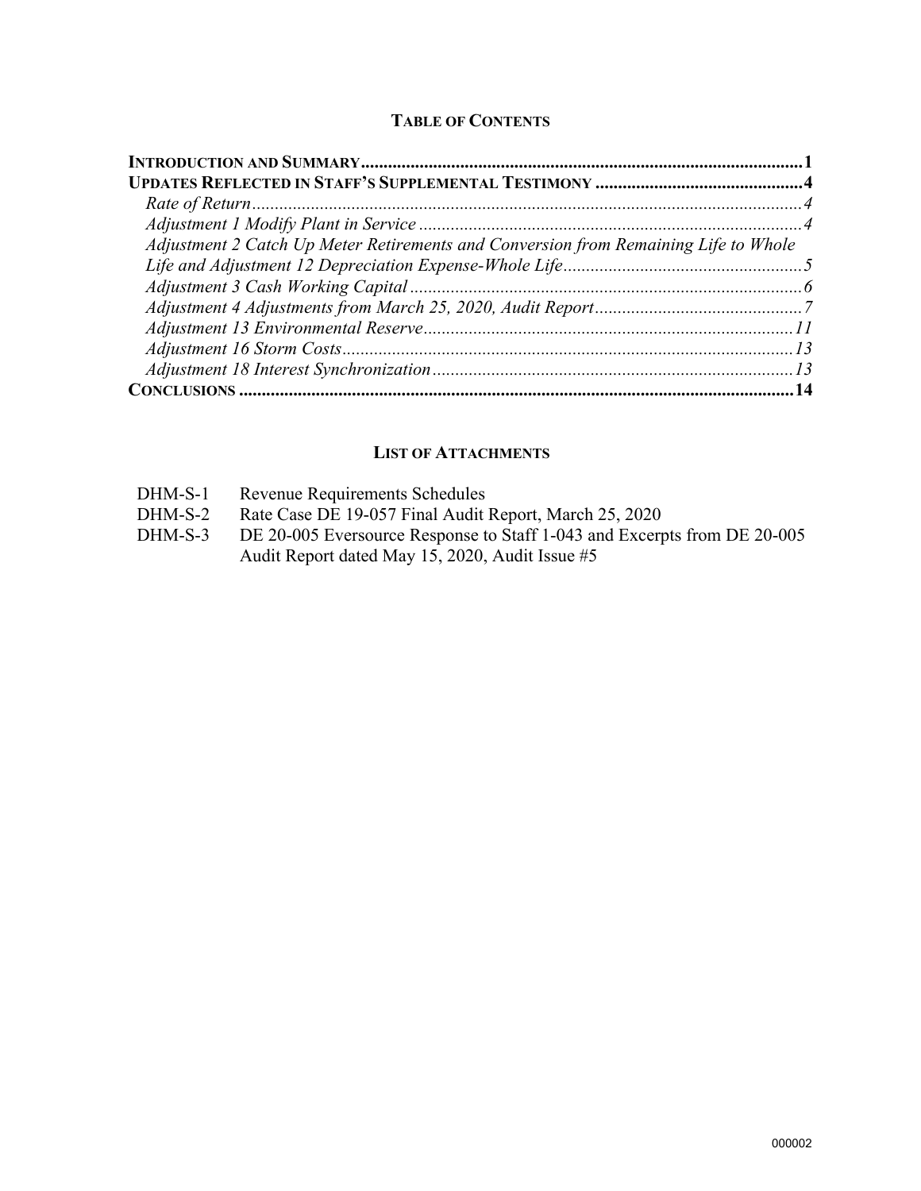## TABLE OF CONTENTS

**INTRODUCTION AND SUMMARY** .......... 1

**UPDATES REFLECTED IN STAFF'S SUPPLEMENTAL TESTIMONY** .......... 4

- *Rate of Return* .......... 4
- *Adjustment 1 Modify Plant in Service* .......... 4
- *Adjustment 2 Catch Up Meter Retirements and Conversion from Remaining Life to Whole Life and Adjustment 12 Depreciation Expense-Whole Life* .......... 5
- *Adjustment 3 Cash Working Capital* .......... 6
- *Adjustment 4 Adjustments from March 25, 2020, Audit Report* .......... 7
- *Adjustment 13 Environmental Reserve* .......... 11
- *Adjustment 16 Storm Costs* .......... 13
- *Adjustment 18 Interest Synchronization* .......... 13

**CONCLUSIONS** .......... 14

## LIST OF ATTACHMENTS

| | |
|---|---|
| DHM-S-1 | Revenue Requirements Schedules |
| DHM-S-2 | Rate Case DE 19-057 Final Audit Report, March 25, 2020 |
| DHM-S-3 | DE 20-005 Eversource Response to Staff 1-043 and Excerpts from DE 20-005 Audit Report dated May 15, 2020, Audit Issue #5 |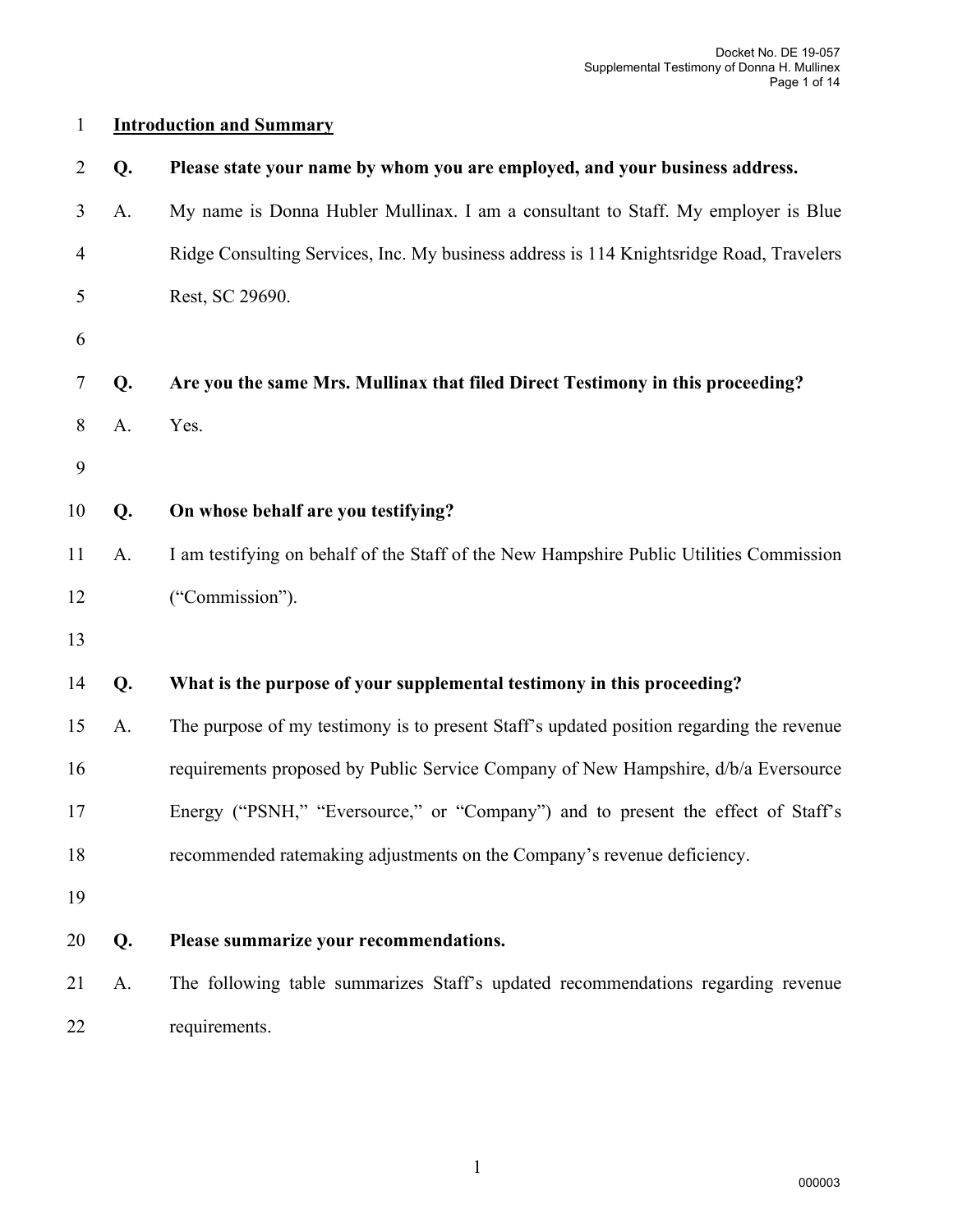## Introduction and Summary

**Q. Please state your name by whom you are employed, and your business address.**

A. My name is Donna Hubler Mullinax. I am a consultant to Staff. My employer is Blue Ridge Consulting Services, Inc. My business address is 114 Knightsridge Road, Travelers Rest, SC 29690.

**Q. Are you the same Mrs. Mullinax that filed Direct Testimony in this proceeding?**

A. Yes.

**Q. On whose behalf are you testifying?**

A. I am testifying on behalf of the Staff of the New Hampshire Public Utilities Commission ("Commission").

**Q. What is the purpose of your supplemental testimony in this proceeding?**

A. The purpose of my testimony is to present Staff's updated position regarding the revenue requirements proposed by Public Service Company of New Hampshire, d/b/a Eversource Energy ("PSNH," "Eversource," or "Company") and to present the effect of Staff's recommended ratemaking adjustments on the Company's revenue deficiency.

**Q. Please summarize your recommendations.**

A. The following table summarizes Staff's updated recommendations regarding revenue requirements.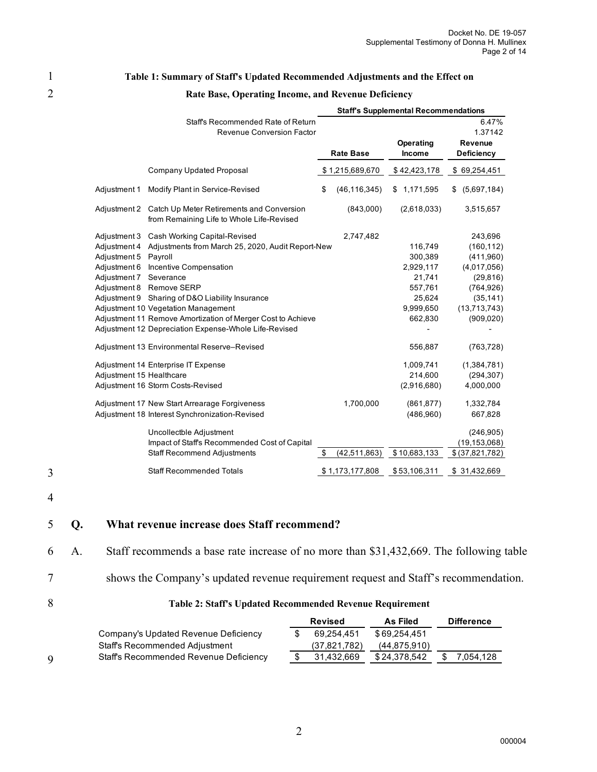**Table 1: Summary of Staff's Updated Recommended Adjustments and the Effect on Rate Base, Operating Income, and Revenue Deficiency**

| | | Staff's Supplemental Recommendations | | |
|---|---|---|---|---|
| | Staff's Recommended Rate of Return | | | 6.47% |
| | Revenue Conversion Factor | | | 1.37142 |
| | | **Rate Base** | **Operating Income** | **Revenue Deficiency** |
| | Company Updated Proposal | $ 1,215,689,670 | $ 42,423,178 | $ 69,254,451 |
| Adjustment 1 | Modify Plant in Service-Revised | $ (46,116,345) | $ 1,171,595 | $ (5,697,184) |
| Adjustment 2 | Catch Up Meter Retirements and Conversion from Remaining Life to Whole Life-Revised | (843,000) | (2,618,033) | 3,515,657 |
| Adjustment 3 | Cash Working Capital-Revised | 2,747,482 | | 243,696 |
| Adjustment 4 | Adjustments from March 25, 2020, Audit Report-New | | 116,749 | (160,112) |
| Adjustment 5 | Payroll | | 300,389 | (411,960) |
| Adjustment 6 | Incentive Compensation | | 2,929,117 | (4,017,056) |
| Adjustment 7 | Severance | | 21,741 | (29,816) |
| Adjustment 8 | Remove SERP | | 557,761 | (764,926) |
| Adjustment 9 | Sharing of D&O Liability Insurance | | 25,624 | (35,141) |
| Adjustment 10 | Vegetation Management | | 9,999,650 | (13,713,743) |
| Adjustment 11 | Remove Amortization of Merger Cost to Achieve | | 662,830 | (909,020) |
| Adjustment 12 | Depreciation Expense-Whole Life-Revised | | - | - |
| Adjustment 13 | Environmental Reserve–Revised | | 556,887 | (763,728) |
| Adjustment 14 | Enterprise IT Expense | | 1,009,741 | (1,384,781) |
| Adjustment 15 | Healthcare | | 214,600 | (294,307) |
| Adjustment 16 | Storm Costs-Revised | | (2,916,680) | 4,000,000 |
| Adjustment 17 | New Start Arrearage Forgiveness | 1,700,000 | (861,877) | 1,332,784 |
| Adjustment 18 | Interest Synchronization-Revised | | (486,960) | 667,828 |
| | Uncollectble Adjustment | | | (246,905) |
| | Impact of Staff's Recommended Cost of Capital | | | (19,153,068) |
| | Staff Recommend Adjustments | $ (42,511,863) | $ 10,683,133 | $ (37,821,782) |
| | Staff Recommended Totals | $ 1,173,177,808 | $ 53,106,311 | $ 31,432,669 |

**Q. What revenue increase does Staff recommend?**

A. Staff recommends a base rate increase of no more than $31,432,669. The following table shows the Company's updated revenue requirement request and Staff's recommendation.

**Table 2: Staff's Updated Recommended Revenue Requirement**

| | Revised | As Filed | Difference |
|---|---|---|---|
| Company's Updated Revenue Deficiency | $ 69,254,451 | $ 69,254,451 | |
| Staff's Recommended Adjustment | (37,821,782) | (44,875,910) | |
| Staff's Recommended Revenue Deficiency | $ 31,432,669 | $ 24,378,542 | $ 7,054,128 |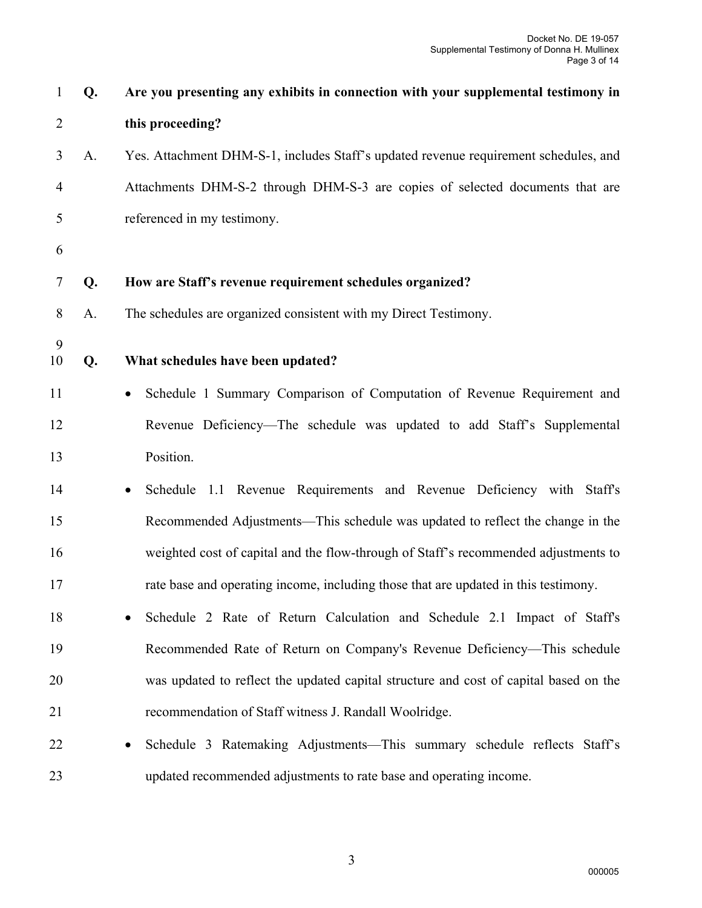**Q. Are you presenting any exhibits in connection with your supplemental testimony in this proceeding?**

A. Yes. Attachment DHM-S-1, includes Staff's updated revenue requirement schedules, and Attachments DHM-S-2 through DHM-S-3 are copies of selected documents that are referenced in my testimony.

**Q. How are Staff's revenue requirement schedules organized?**

A. The schedules are organized consistent with my Direct Testimony.

**Q. What schedules have been updated?**

- Schedule 1 Summary Comparison of Computation of Revenue Requirement and Revenue Deficiency—The schedule was updated to add Staff's Supplemental Position.
- Schedule 1.1 Revenue Requirements and Revenue Deficiency with Staff's Recommended Adjustments—This schedule was updated to reflect the change in the weighted cost of capital and the flow-through of Staff's recommended adjustments to rate base and operating income, including those that are updated in this testimony.
- Schedule 2 Rate of Return Calculation and Schedule 2.1 Impact of Staff's Recommended Rate of Return on Company's Revenue Deficiency—This schedule was updated to reflect the updated capital structure and cost of capital based on the recommendation of Staff witness J. Randall Woolridge.
- Schedule 3 Ratemaking Adjustments—This summary schedule reflects Staff's updated recommended adjustments to rate base and operating income.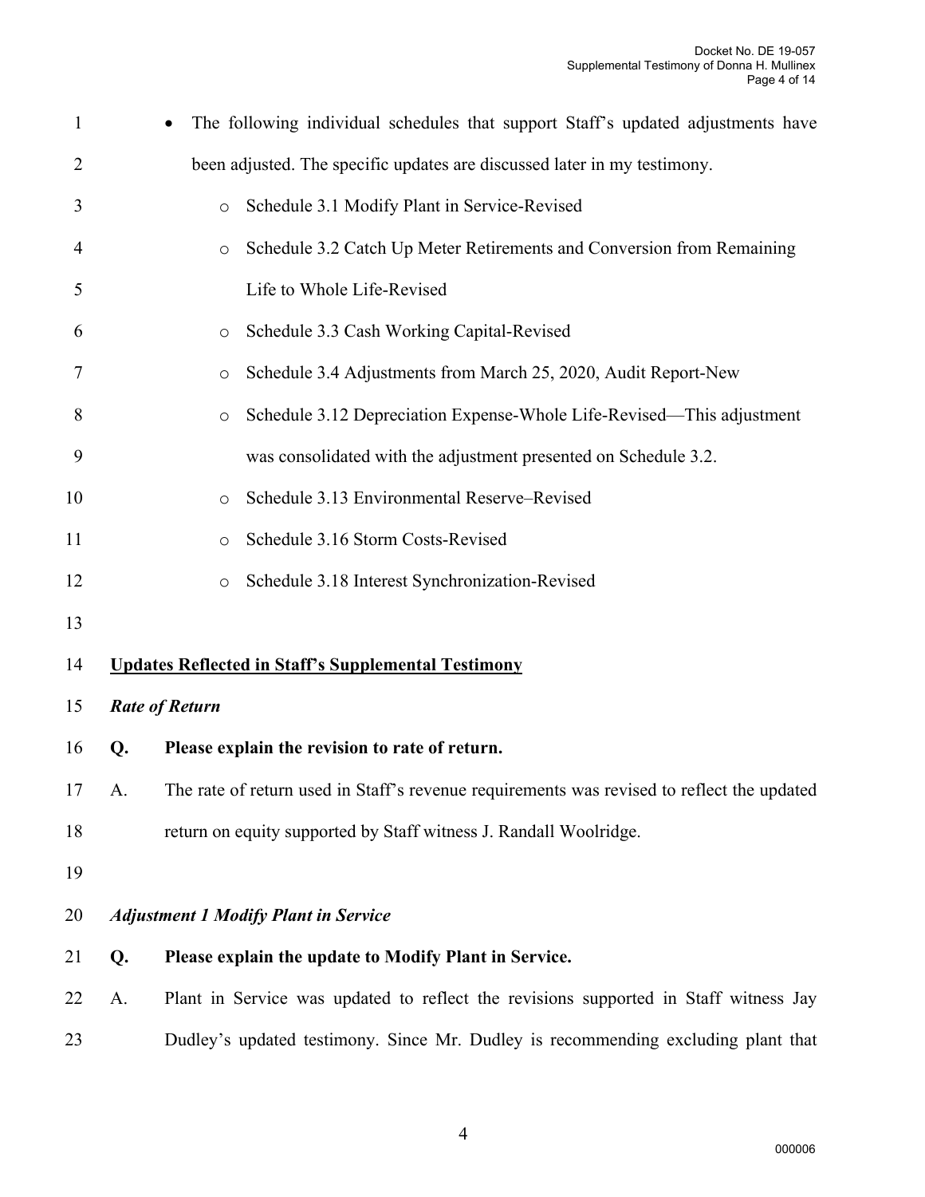- The following individual schedules that support Staff's updated adjustments have been adjusted. The specific updates are discussed later in my testimony.
  - Schedule 3.1 Modify Plant in Service-Revised
  - Schedule 3.2 Catch Up Meter Retirements and Conversion from Remaining Life to Whole Life-Revised
  - Schedule 3.3 Cash Working Capital-Revised
  - Schedule 3.4 Adjustments from March 25, 2020, Audit Report-New
  - Schedule 3.12 Depreciation Expense-Whole Life-Revised—This adjustment was consolidated with the adjustment presented on Schedule 3.2.
  - Schedule 3.13 Environmental Reserve–Revised
  - Schedule 3.16 Storm Costs-Revised
  - Schedule 3.18 Interest Synchronization-Revised

## Updates Reflected in Staff's Supplemental Testimony

### *Rate of Return*

**Q. Please explain the revision to rate of return.**

A. The rate of return used in Staff's revenue requirements was revised to reflect the updated return on equity supported by Staff witness J. Randall Woolridge.

### *Adjustment 1 Modify Plant in Service*

**Q. Please explain the update to Modify Plant in Service.**

A. Plant in Service was updated to reflect the revisions supported in Staff witness Jay Dudley's updated testimony. Since Mr. Dudley is recommending excluding plant that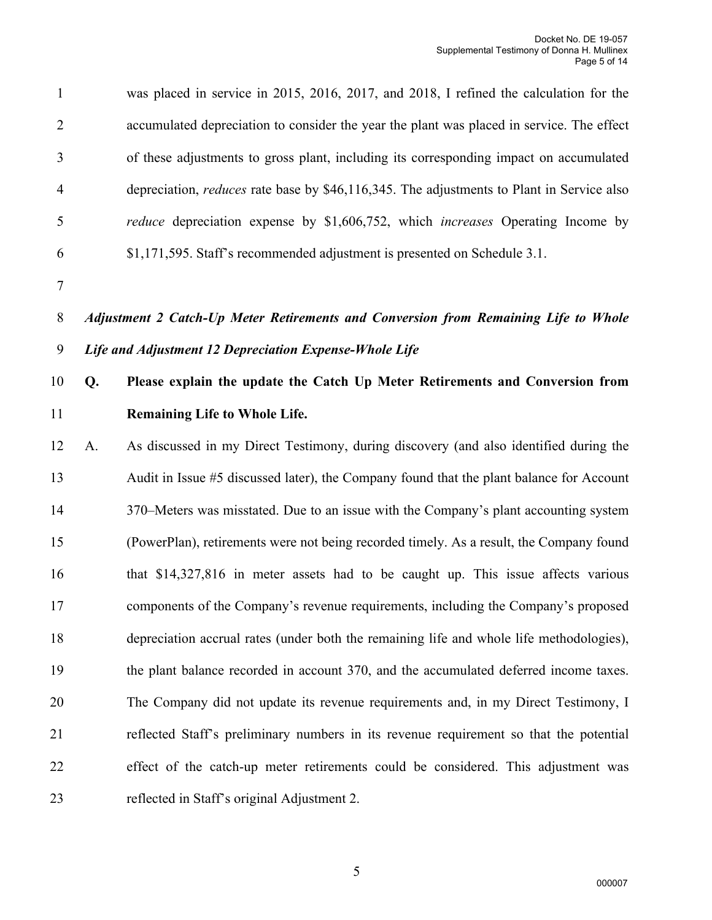was placed in service in 2015, 2016, 2017, and 2018, I refined the calculation for the accumulated depreciation to consider the year the plant was placed in service. The effect of these adjustments to gross plant, including its corresponding impact on accumulated depreciation, *reduces* rate base by $46,116,345. The adjustments to Plant in Service also *reduce* depreciation expense by $1,606,752, which *increases* Operating Income by $1,171,595. Staff's recommended adjustment is presented on Schedule 3.1.

***Adjustment 2 Catch-Up Meter Retirements and Conversion from Remaining Life to Whole Life and Adjustment 12 Depreciation Expense-Whole Life***

**Q. Please explain the update the Catch Up Meter Retirements and Conversion from Remaining Life to Whole Life.**

A. As discussed in my Direct Testimony, during discovery (and also identified during the Audit in Issue #5 discussed later), the Company found that the plant balance for Account 370–Meters was misstated. Due to an issue with the Company's plant accounting system (PowerPlan), retirements were not being recorded timely. As a result, the Company found that $14,327,816 in meter assets had to be caught up. This issue affects various components of the Company's revenue requirements, including the Company's proposed depreciation accrual rates (under both the remaining life and whole life methodologies), the plant balance recorded in account 370, and the accumulated deferred income taxes. The Company did not update its revenue requirements and, in my Direct Testimony, I reflected Staff's preliminary numbers in its revenue requirement so that the potential effect of the catch-up meter retirements could be considered. This adjustment was reflected in Staff's original Adjustment 2.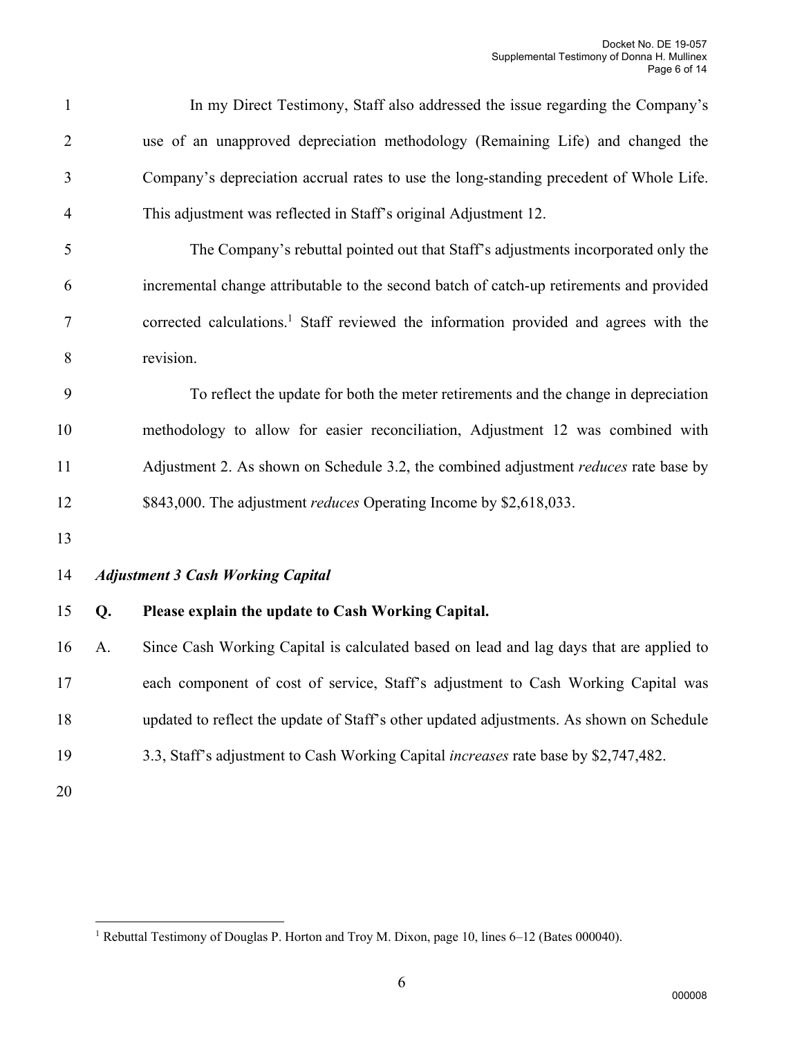In my Direct Testimony, Staff also addressed the issue regarding the Company's use of an unapproved depreciation methodology (Remaining Life) and changed the Company's depreciation accrual rates to use the long-standing precedent of Whole Life. This adjustment was reflected in Staff's original Adjustment 12.

The Company's rebuttal pointed out that Staff's adjustments incorporated only the incremental change attributable to the second batch of catch-up retirements and provided corrected calculations.[1] Staff reviewed the information provided and agrees with the revision.

To reflect the update for both the meter retirements and the change in depreciation methodology to allow for easier reconciliation, Adjustment 12 was combined with Adjustment 2. As shown on Schedule 3.2, the combined adjustment *reduces* rate base by \$843,000. The adjustment *reduces* Operating Income by \$2,618,033.

***Adjustment 3 Cash Working Capital***

**Q. Please explain the update to Cash Working Capital.**

A. Since Cash Working Capital is calculated based on lead and lag days that are applied to each component of cost of service, Staff's adjustment to Cash Working Capital was updated to reflect the update of Staff's other updated adjustments. As shown on Schedule 3.3, Staff's adjustment to Cash Working Capital *increases* rate base by \$2,747,482.

[1] Rebuttal Testimony of Douglas P. Horton and Troy M. Dixon, page 10, lines 6–12 (Bates 000040).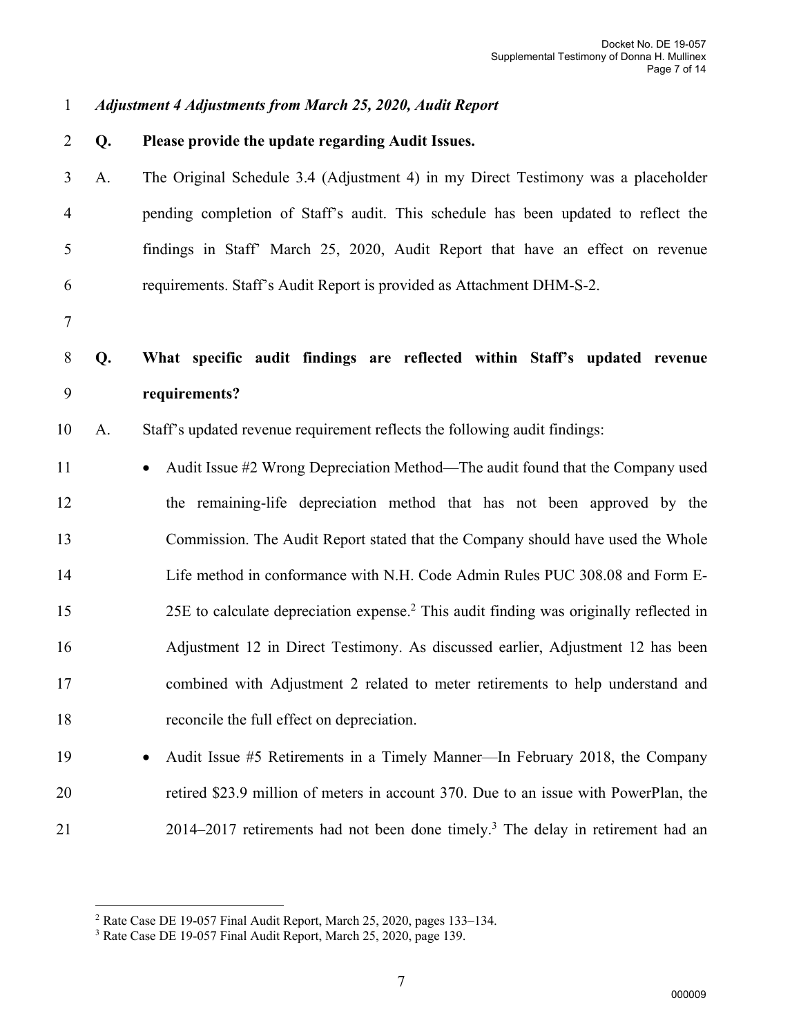*Adjustment 4 Adjustments from March 25, 2020, Audit Report*

**Q. Please provide the update regarding Audit Issues.**

A. The Original Schedule 3.4 (Adjustment 4) in my Direct Testimony was a placeholder pending completion of Staff's audit. This schedule has been updated to reflect the findings in Staff' March 25, 2020, Audit Report that have an effect on revenue requirements. Staff's Audit Report is provided as Attachment DHM-S-2.

**Q. What specific audit findings are reflected within Staff's updated revenue requirements?**

A. Staff's updated revenue requirement reflects the following audit findings:

- Audit Issue #2 Wrong Depreciation Method—The audit found that the Company used the remaining-life depreciation method that has not been approved by the Commission. The Audit Report stated that the Company should have used the Whole Life method in conformance with N.H. Code Admin Rules PUC 308.08 and Form E-25E to calculate depreciation expense.[2] This audit finding was originally reflected in Adjustment 12 in Direct Testimony. As discussed earlier, Adjustment 12 has been combined with Adjustment 2 related to meter retirements to help understand and reconcile the full effect on depreciation.
- Audit Issue #5 Retirements in a Timely Manner—In February 2018, the Company retired $23.9 million of meters in account 370. Due to an issue with PowerPlan, the 2014–2017 retirements had not been done timely.[3] The delay in retirement had an

[2] Rate Case DE 19-057 Final Audit Report, March 25, 2020, pages 133–134.

[3] Rate Case DE 19-057 Final Audit Report, March 25, 2020, page 139.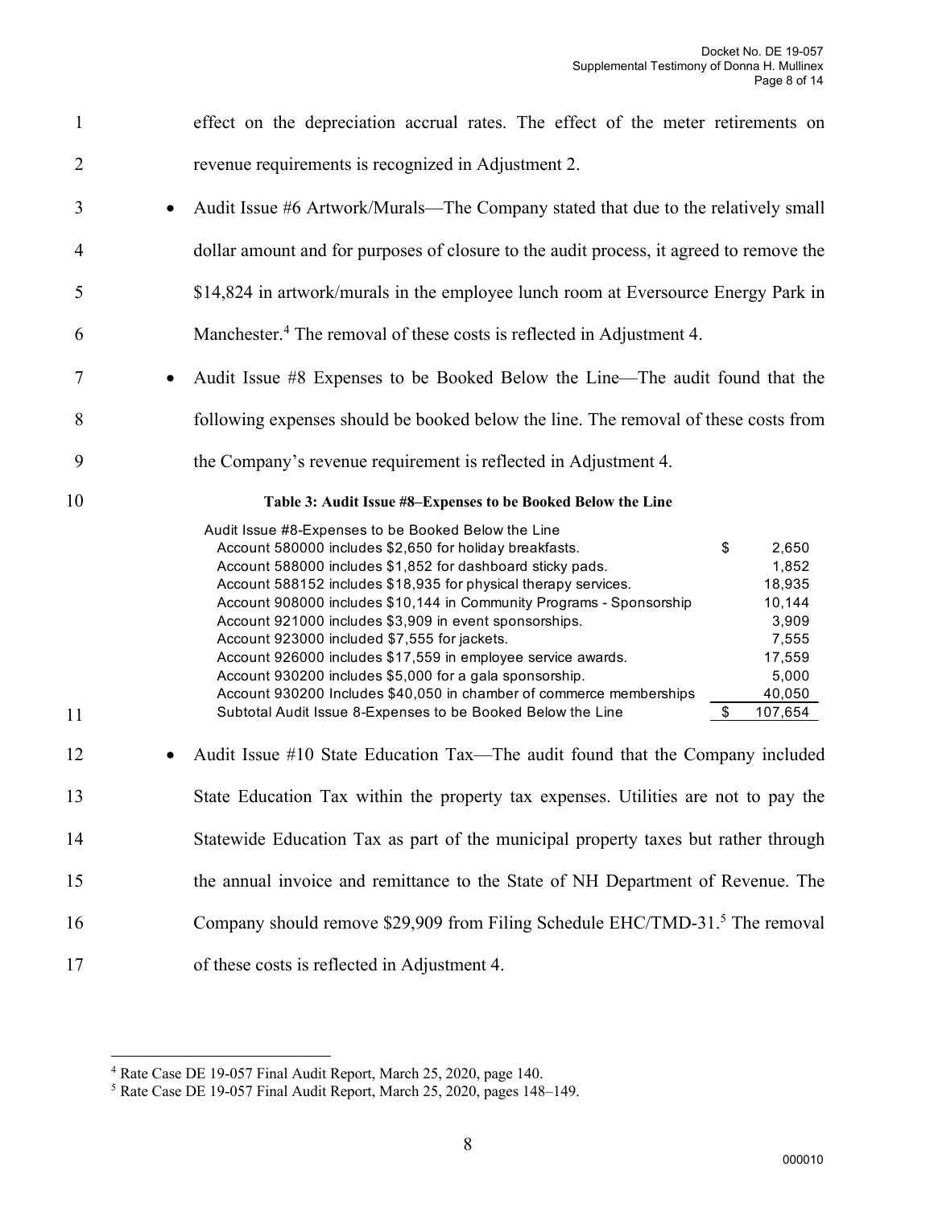effect on the depreciation accrual rates. The effect of the meter retirements on revenue requirements is recognized in Adjustment 2.

- Audit Issue #6 Artwork/Murals—The Company stated that due to the relatively small dollar amount and for purposes of closure to the audit process, it agreed to remove the $14,824 in artwork/murals in the employee lunch room at Eversource Energy Park in Manchester.[4] The removal of these costs is reflected in Adjustment 4.
- Audit Issue #8 Expenses to be Booked Below the Line—The audit found that the following expenses should be booked below the line. The removal of these costs from the Company's revenue requirement is reflected in Adjustment 4.

**Table 3: Audit Issue #8–Expenses to be Booked Below the Line**

| Audit Issue #8-Expenses to be Booked Below the Line | |
|---|---:|
| Account 580000 includes $2,650 for holiday breakfasts. | $ 2,650 |
| Account 588000 includes $1,852 for dashboard sticky pads. | 1,852 |
| Account 588152 includes $18,935 for physical therapy services. | 18,935 |
| Account 908000 includes $10,144 in Community Programs - Sponsorship | 10,144 |
| Account 921000 includes $3,909 in event sponsorships. | 3,909 |
| Account 923000 included $7,555 for jackets. | 7,555 |
| Account 926000 includes $17,559 in employee service awards. | 17,559 |
| Account 930200 includes $5,000 for a gala sponsorship. | 5,000 |
| Account 930200 Includes $40,050 in chamber of commerce memberships | 40,050 |
| Subtotal Audit Issue 8-Expenses to be Booked Below the Line | $ 107,654 |

- Audit Issue #10 State Education Tax—The audit found that the Company included State Education Tax within the property tax expenses. Utilities are not to pay the Statewide Education Tax as part of the municipal property taxes but rather through the annual invoice and remittance to the State of NH Department of Revenue. The Company should remove $29,909 from Filing Schedule EHC/TMD-31.[5] The removal of these costs is reflected in Adjustment 4.

---

[4] Rate Case DE 19-057 Final Audit Report, March 25, 2020, page 140.

[5] Rate Case DE 19-057 Final Audit Report, March 25, 2020, pages 148–149.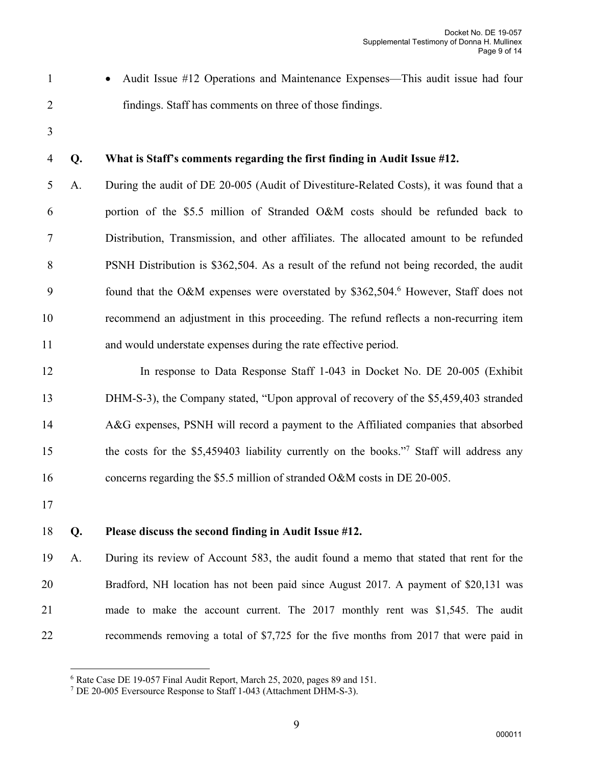- Audit Issue #12 Operations and Maintenance Expenses—This audit issue had four findings. Staff has comments on three of those findings.

**Q. What is Staff's comments regarding the first finding in Audit Issue #12.**

A. During the audit of DE 20-005 (Audit of Divestiture-Related Costs), it was found that a portion of the $5.5 million of Stranded O&M costs should be refunded back to Distribution, Transmission, and other affiliates. The allocated amount to be refunded PSNH Distribution is $362,504. As a result of the refund not being recorded, the audit found that the O&M expenses were overstated by $362,504.[6] However, Staff does not recommend an adjustment in this proceeding. The refund reflects a non-recurring item and would understate expenses during the rate effective period.

In response to Data Response Staff 1-043 in Docket No. DE 20-005 (Exhibit DHM-S-3), the Company stated, "Upon approval of recovery of the $5,459,403 stranded A&G expenses, PSNH will record a payment to the Affiliated companies that absorbed the costs for the $5,459403 liability currently on the books."[7] Staff will address any concerns regarding the $5.5 million of stranded O&M costs in DE 20-005.

**Q. Please discuss the second finding in Audit Issue #12.**

A. During its review of Account 583, the audit found a memo that stated that rent for the Bradford, NH location has not been paid since August 2017. A payment of $20,131 was made to make the account current. The 2017 monthly rent was $1,545. The audit recommends removing a total of $7,725 for the five months from 2017 that were paid in

---

[6] Rate Case DE 19-057 Final Audit Report, March 25, 2020, pages 89 and 151.

[7] DE 20-005 Eversource Response to Staff 1-043 (Attachment DHM-S-3).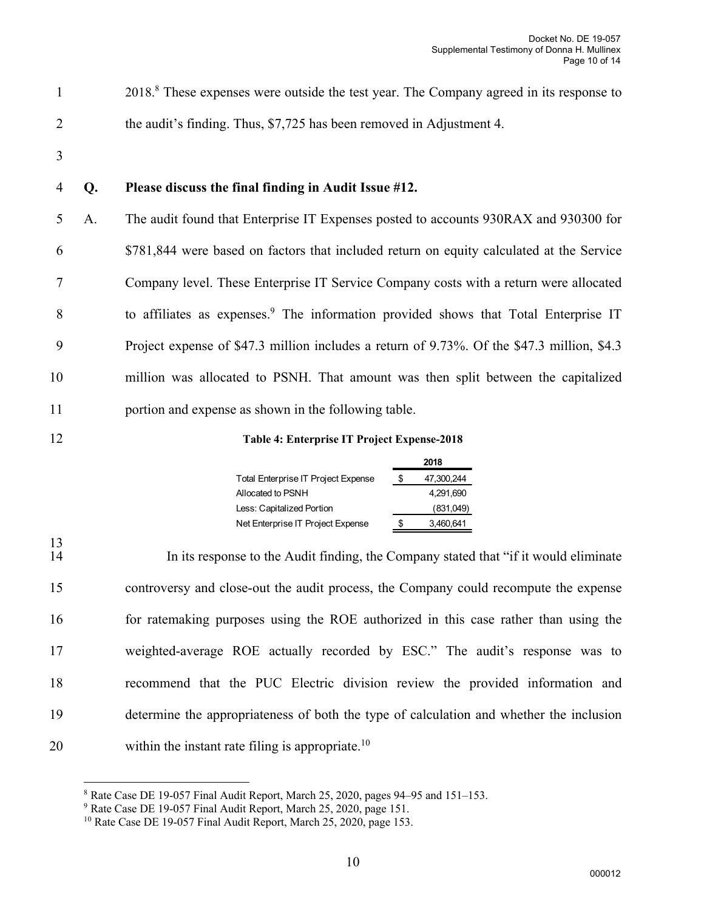2018.[8] These expenses were outside the test year. The Company agreed in its response to the audit's finding. Thus, $7,725 has been removed in Adjustment 4.

**Q. Please discuss the final finding in Audit Issue #12.**

A. The audit found that Enterprise IT Expenses posted to accounts 930RAX and 930300 for $781,844 were based on factors that included return on equity calculated at the Service Company level. These Enterprise IT Service Company costs with a return were allocated to affiliates as expenses.[9] The information provided shows that Total Enterprise IT Project expense of $47.3 million includes a return of 9.73%. Of the $47.3 million, $4.3 million was allocated to PSNH. That amount was then split between the capitalized portion and expense as shown in the following table.

**Table 4: Enterprise IT Project Expense-2018**

| | 2018 |
|---|---|
| Total Enterprise IT Project Expense | $ 47,300,244 |
| Allocated to PSNH | 4,291,690 |
| Less: Capitalized Portion | (831,049) |
| Net Enterprise IT Project Expense | $ 3,460,641 |

In its response to the Audit finding, the Company stated that "if it would eliminate controversy and close-out the audit process, the Company could recompute the expense for ratemaking purposes using the ROE authorized in this case rather than using the weighted-average ROE actually recorded by ESC." The audit's response was to recommend that the PUC Electric division review the provided information and determine the appropriateness of both the type of calculation and whether the inclusion within the instant rate filing is appropriate.[10]

---

[8] Rate Case DE 19-057 Final Audit Report, March 25, 2020, pages 94–95 and 151–153.

[9] Rate Case DE 19-057 Final Audit Report, March 25, 2020, page 151.

[10] Rate Case DE 19-057 Final Audit Report, March 25, 2020, page 153.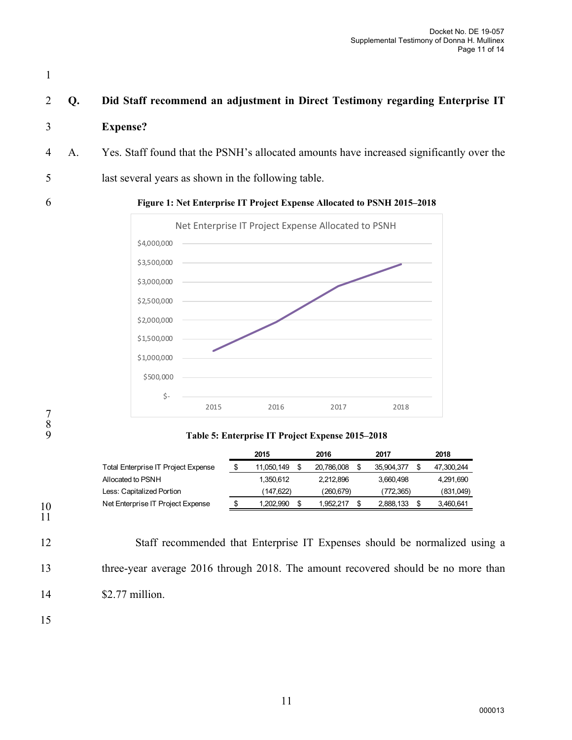**Q. Did Staff recommend an adjustment in Direct Testimony regarding Enterprise IT Expense?**

A. Yes. Staff found that the PSNH's allocated amounts have increased significantly over the last several years as shown in the following table.

**Figure 1: Net Enterprise IT Project Expense Allocated to PSNH 2015–2018**

**Table 5: Enterprise IT Project Expense 2015–2018**

| | 2015 | 2016 | 2017 | 2018 |
|---|---|---|---|---|
| Total Enterprise IT Project Expense | $ 11,050,149 | $ 20,786,008 | $ 35,904,377 | $ 47,300,244 |
| Allocated to PSNH | 1,350,612 | 2,212,896 | 3,660,498 | 4,291,690 |
| Less: Capitalized Portion | (147,622) | (260,679) | (772,365) | (831,049) |
| Net Enterprise IT Project Expense | $ 1,202,990 | $ 1,952,217 | $ 2,888,133 | $ 3,460,641 |

Staff recommended that Enterprise IT Expenses should be normalized using a three-year average 2016 through 2018. The amount recovered should be no more than $2.77 million.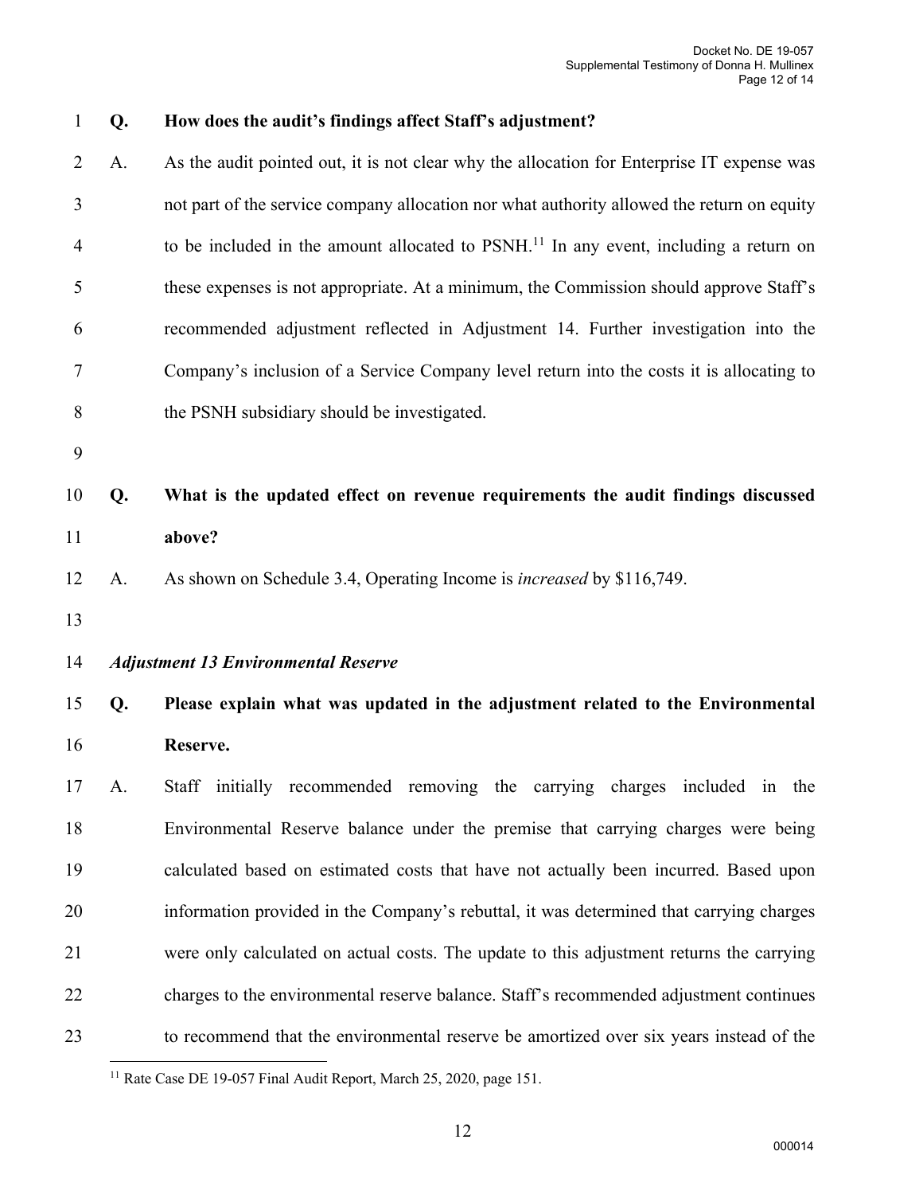**Q. How does the audit's findings affect Staff's adjustment?**

A. As the audit pointed out, it is not clear why the allocation for Enterprise IT expense was not part of the service company allocation nor what authority allowed the return on equity to be included in the amount allocated to PSNH.[11] In any event, including a return on these expenses is not appropriate. At a minimum, the Commission should approve Staff's recommended adjustment reflected in Adjustment 14. Further investigation into the Company's inclusion of a Service Company level return into the costs it is allocating to the PSNH subsidiary should be investigated.

**Q. What is the updated effect on revenue requirements the audit findings discussed above?**

A. As shown on Schedule 3.4, Operating Income is *increased* by $116,749.

***Adjustment 13 Environmental Reserve***

**Q. Please explain what was updated in the adjustment related to the Environmental Reserve.**

A. Staff initially recommended removing the carrying charges included in the Environmental Reserve balance under the premise that carrying charges were being calculated based on estimated costs that have not actually been incurred. Based upon information provided in the Company's rebuttal, it was determined that carrying charges were only calculated on actual costs. The update to this adjustment returns the carrying charges to the environmental reserve balance. Staff's recommended adjustment continues to recommend that the environmental reserve be amortized over six years instead of the

[11] Rate Case DE 19-057 Final Audit Report, March 25, 2020, page 151.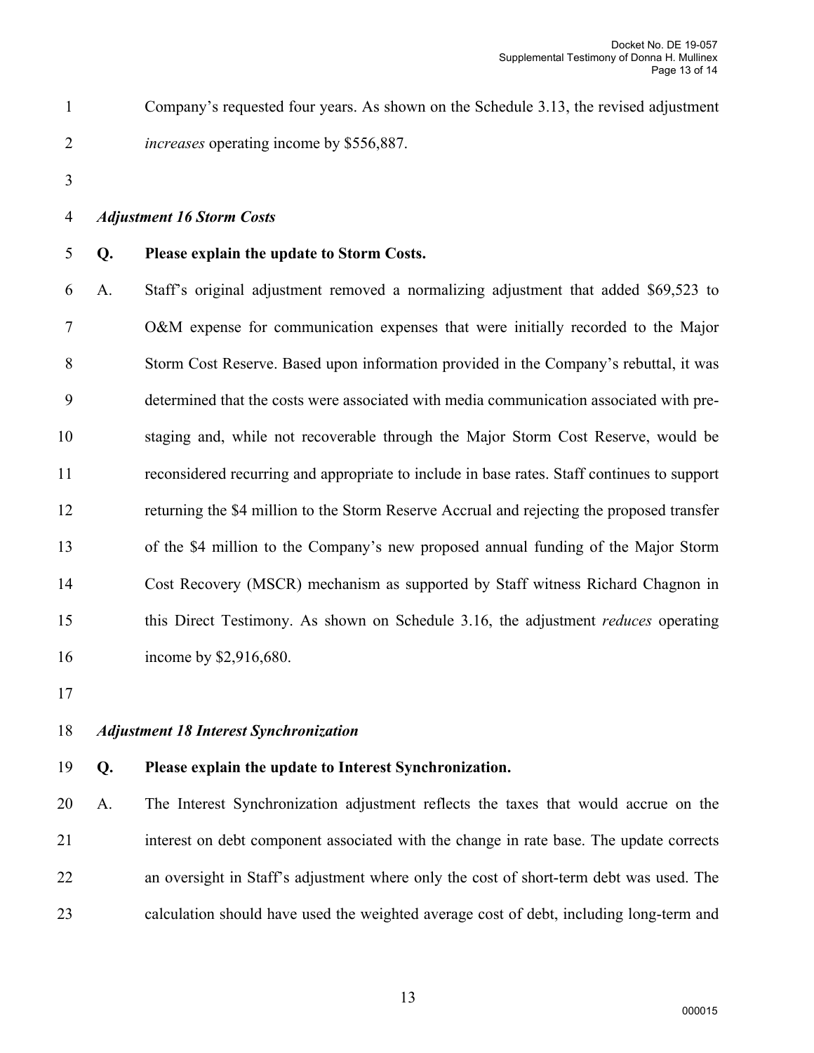Company's requested four years. As shown on the Schedule 3.13, the revised adjustment *increases* operating income by $556,887.

***Adjustment 16 Storm Costs***

**Q. Please explain the update to Storm Costs.**

A. Staff's original adjustment removed a normalizing adjustment that added $69,523 to O&M expense for communication expenses that were initially recorded to the Major Storm Cost Reserve. Based upon information provided in the Company's rebuttal, it was determined that the costs were associated with media communication associated with pre-staging and, while not recoverable through the Major Storm Cost Reserve, would be reconsidered recurring and appropriate to include in base rates. Staff continues to support returning the $4 million to the Storm Reserve Accrual and rejecting the proposed transfer of the $4 million to the Company's new proposed annual funding of the Major Storm Cost Recovery (MSCR) mechanism as supported by Staff witness Richard Chagnon in this Direct Testimony. As shown on Schedule 3.16, the adjustment *reduces* operating income by $2,916,680.

***Adjustment 18 Interest Synchronization***

**Q. Please explain the update to Interest Synchronization.**

A. The Interest Synchronization adjustment reflects the taxes that would accrue on the interest on debt component associated with the change in rate base. The update corrects an oversight in Staff's adjustment where only the cost of short-term debt was used. The calculation should have used the weighted average cost of debt, including long-term and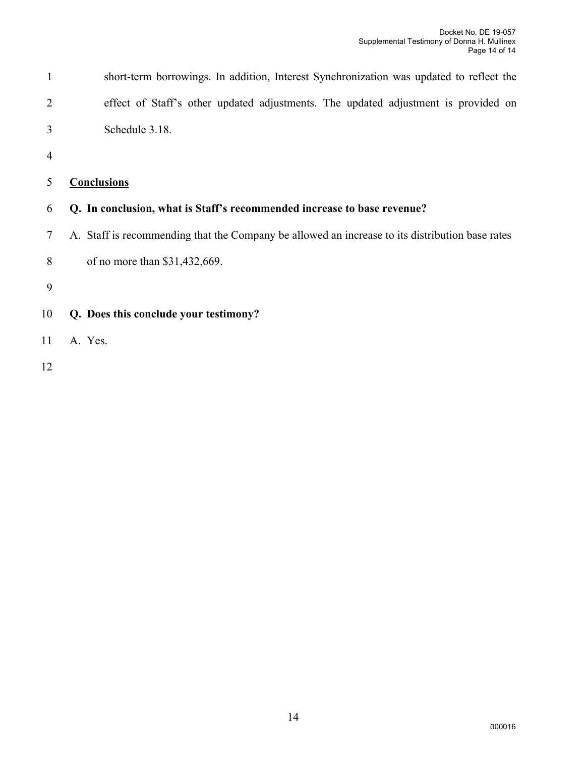short-term borrowings. In addition, Interest Synchronization was updated to reflect the effect of Staff's other updated adjustments. The updated adjustment is provided on Schedule 3.18.

## Conclusions

**Q. In conclusion, what is Staff's recommended increase to base revenue?**

A. Staff is recommending that the Company be allowed an increase to its distribution base rates of no more than $31,432,669.

**Q. Does this conclude your testimony?**

A. Yes.